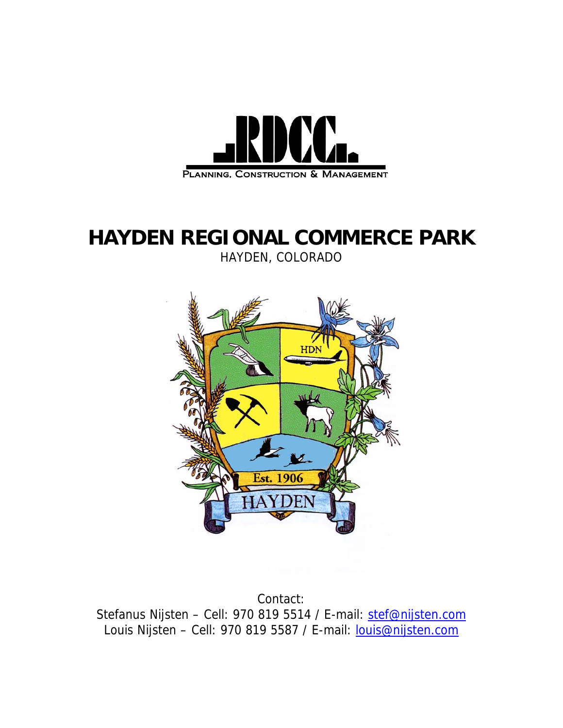# HAYDEN REGIONAL COMMERCE PARK

HAYDEN, COLORADO

Contact:
Stefanus Nijsten – Cell: 970 819 5514 / E-mail: stef@nijsten.com
Louis Nijsten – Cell: 970 819 5587 / E-mail: louis@nijsten.com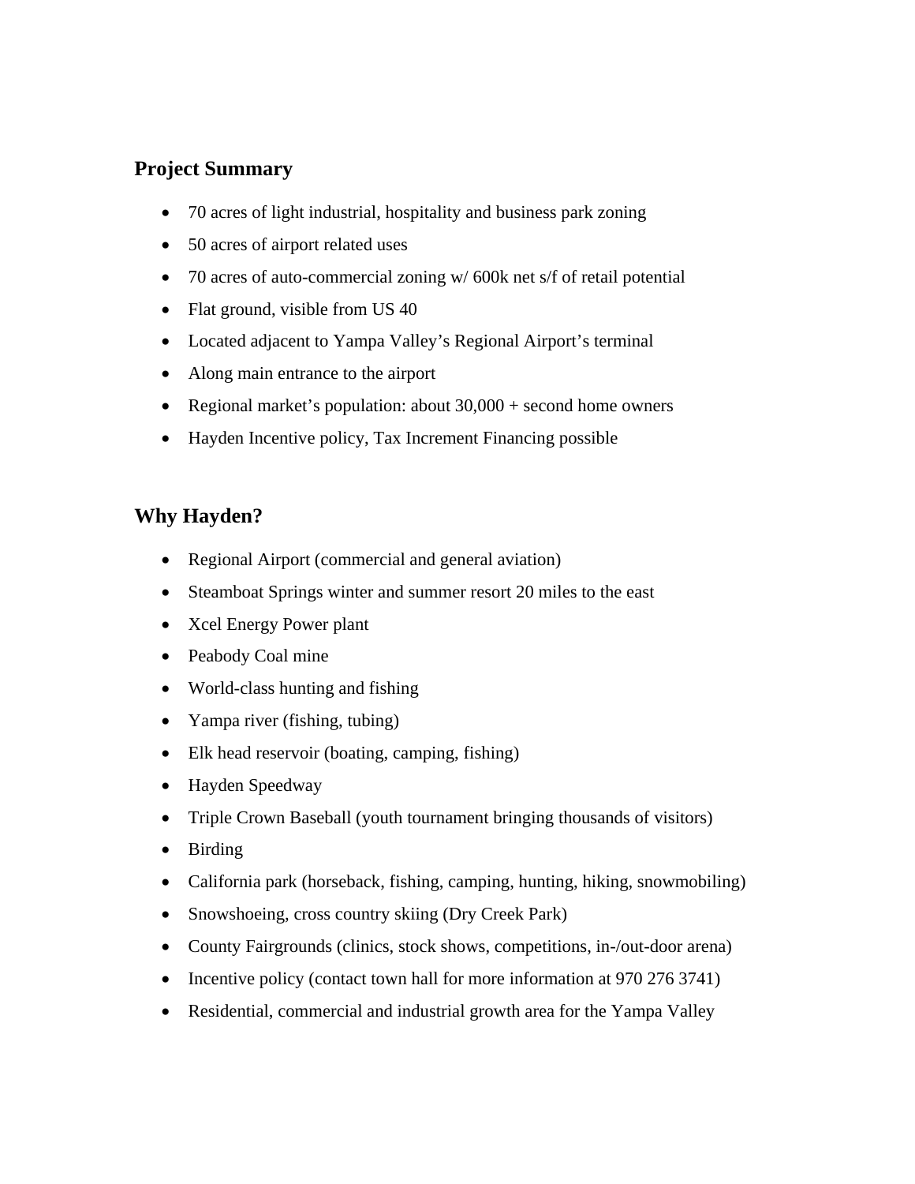## Project Summary

- 70 acres of light industrial, hospitality and business park zoning
- 50 acres of airport related uses
- 70 acres of auto-commercial zoning w/ 600k net s/f of retail potential
- Flat ground, visible from US 40
- Located adjacent to Yampa Valley's Regional Airport's terminal
- Along main entrance to the airport
- Regional market's population: about 30,000 + second home owners
- Hayden Incentive policy, Tax Increment Financing possible

## Why Hayden?

- Regional Airport (commercial and general aviation)
- Steamboat Springs winter and summer resort 20 miles to the east
- Xcel Energy Power plant
- Peabody Coal mine
- World-class hunting and fishing
- Yampa river (fishing, tubing)
- Elk head reservoir (boating, camping, fishing)
- Hayden Speedway
- Triple Crown Baseball (youth tournament bringing thousands of visitors)
- Birding
- California park (horseback, fishing, camping, hunting, hiking, snowmobiling)
- Snowshoeing, cross country skiing (Dry Creek Park)
- County Fairgrounds (clinics, stock shows, competitions, in-/out-door arena)
- Incentive policy (contact town hall for more information at 970 276 3741)
- Residential, commercial and industrial growth area for the Yampa Valley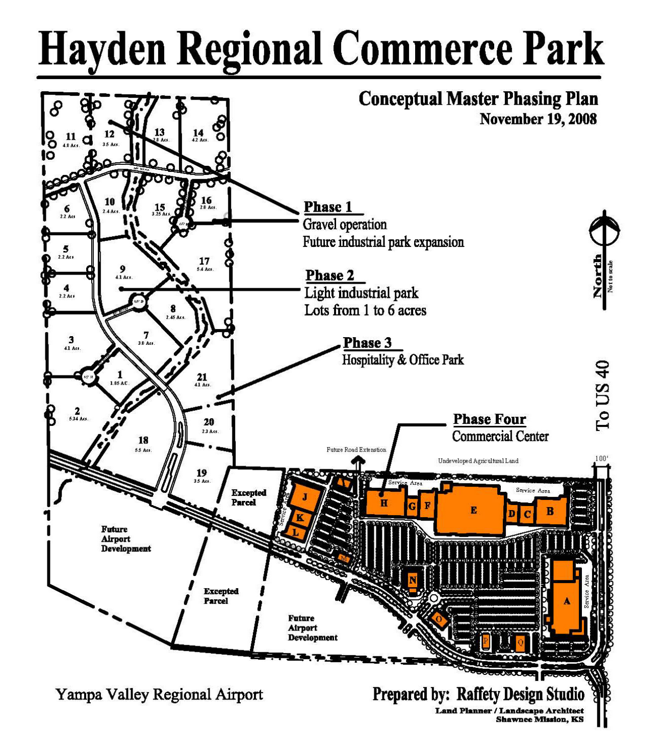# Hayden Regional Commerce Park

**Conceptual Master Phasing Plan**

**November 19, 2008**

11 4.8 Acs.

12 3.5 Acs.

13 2.8 Acs.

14 4.2 Acs.

6 2.2 Acs

10 2.4 Acs.

15 3.25 Acs.

16 2.0 Acs.

5 2.2 Acs

17 5.4 Acs.

9 4.1 Acs.

4 2.2 Acs

8 2.45 Acs.

3 4.1 Acs.

7 3.0 Acs.

1 1.85 AC.

21 4.1 Acs.

2 5.34 Acs.

20 2.3 Acs.

18 5.5 Acs.

19 3.5 Acs.

**Phase 1**
Gravel operation
Future industrial park expansion

**Phase 2**
Light industrial park
Lots from 1 to 6 acres

**Phase 3**
Hospitality & Office Park

**Phase Four**
Commercial Center

North
Not to scale

To US 40

Future Road Extension

Undeveloped Agricultural Land

100'

Service Area

Service Area

Service Area

Service Area

H G F E D C B A

J K L M N O P Q

Excepted Parcel

Excepted Parcel

Future Airport Development

Future Airport Development

Yampa Valley Regional Airport

**Prepared by: Raffety Design Studio**

**Land Planner / Landscape Architect**
**Shawnee Mission, KS**